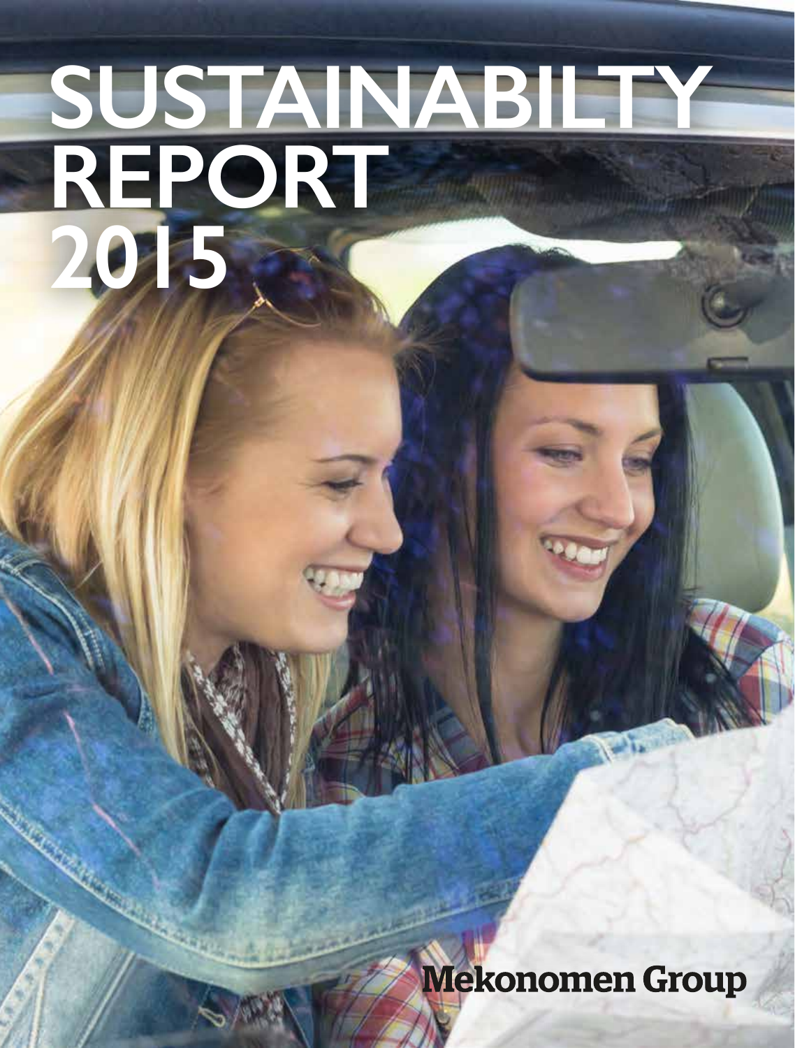# SUSTAINABILTY REPORT 2015

Mekonomen Group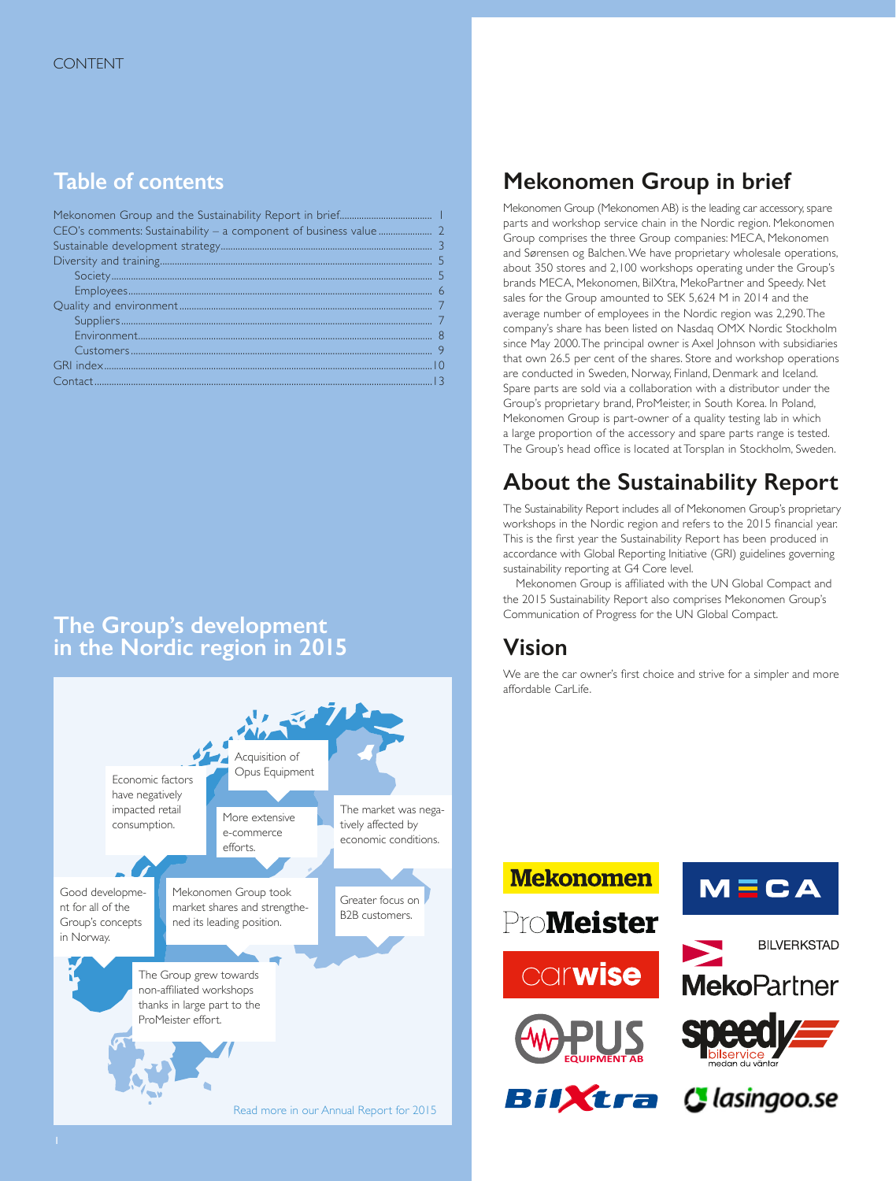CONTENT

## Table of contents

| | |
|---|---|
| Mekonomen Group and the Sustainability Report in brief | 1 |
| CEO's comments: Sustainability – a component of business value | 2 |
| Sustainable development strategy | 3 |
| Diversity and training | 5 |
| Society | 5 |
| Employees | 6 |
| Quality and environment | 7 |
| Suppliers | 7 |
| Environment | 8 |
| Customers | 9 |
| GRI index | 10 |
| Contact | 13 |

## The Group's development in the Nordic region in 2015

Acquisition of Opus Equipment

Economic factors have negatively impacted retail consumption.

More extensive e-commerce efforts.

The market was negatively affected by economic conditions.

Good development for all of the Group's concepts in Norway.

Mekonomen Group took market shares and strengthened its leading position.

Greater focus on B2B customers.

The Group grew towards non-affiliated workshops thanks in large part to the ProMeister effort.

Read more in our Annual Report for 2015

## Mekonomen Group in brief

Mekonomen Group (Mekonomen AB) is the leading car accessory, spare parts and workshop service chain in the Nordic region. Mekonomen Group comprises the three Group companies: MECA, Mekonomen and Sørensen og Balchen. We have proprietary wholesale operations, about 350 stores and 2,100 workshops operating under the Group's brands MECA, Mekonomen, BilXtra, MekoPartner and Speedy. Net sales for the Group amounted to SEK 5,624 M in 2014 and the average number of employees in the Nordic region was 2,290. The company's share has been listed on Nasdaq OMX Nordic Stockholm since May 2000. The principal owner is Axel Johnson with subsidiaries that own 26.5 per cent of the shares. Store and workshop operations are conducted in Sweden, Norway, Finland, Denmark and Iceland. Spare parts are sold via a collaboration with a distributor under the Group's proprietary brand, ProMeister, in South Korea. In Poland, Mekonomen Group is part-owner of a quality testing lab in which a large proportion of the accessory and spare parts range is tested. The Group's head office is located at Torsplan in Stockholm, Sweden.

## About the Sustainability Report

The Sustainability Report includes all of Mekonomen Group's proprietary workshops in the Nordic region and refers to the 2015 financial year. This is the first year the Sustainability Report has been produced in accordance with Global Reporting Initiative (GRI) guidelines governing sustainability reporting at G4 Core level.

Mekonomen Group is affiliated with the UN Global Compact and the 2015 Sustainability Report also comprises Mekonomen Group's Communication of Progress for the UN Global Compact.

## Vision

We are the car owner's first choice and strive for a simpler and more affordable CarLife.

Mekonomen · MECA · ProMeister · MekoPartner BILVERKSTAD · carwise · OPUS EQUIPMENT AB · speedy bilservice medan du väntar · BilXtra · lasingoo.se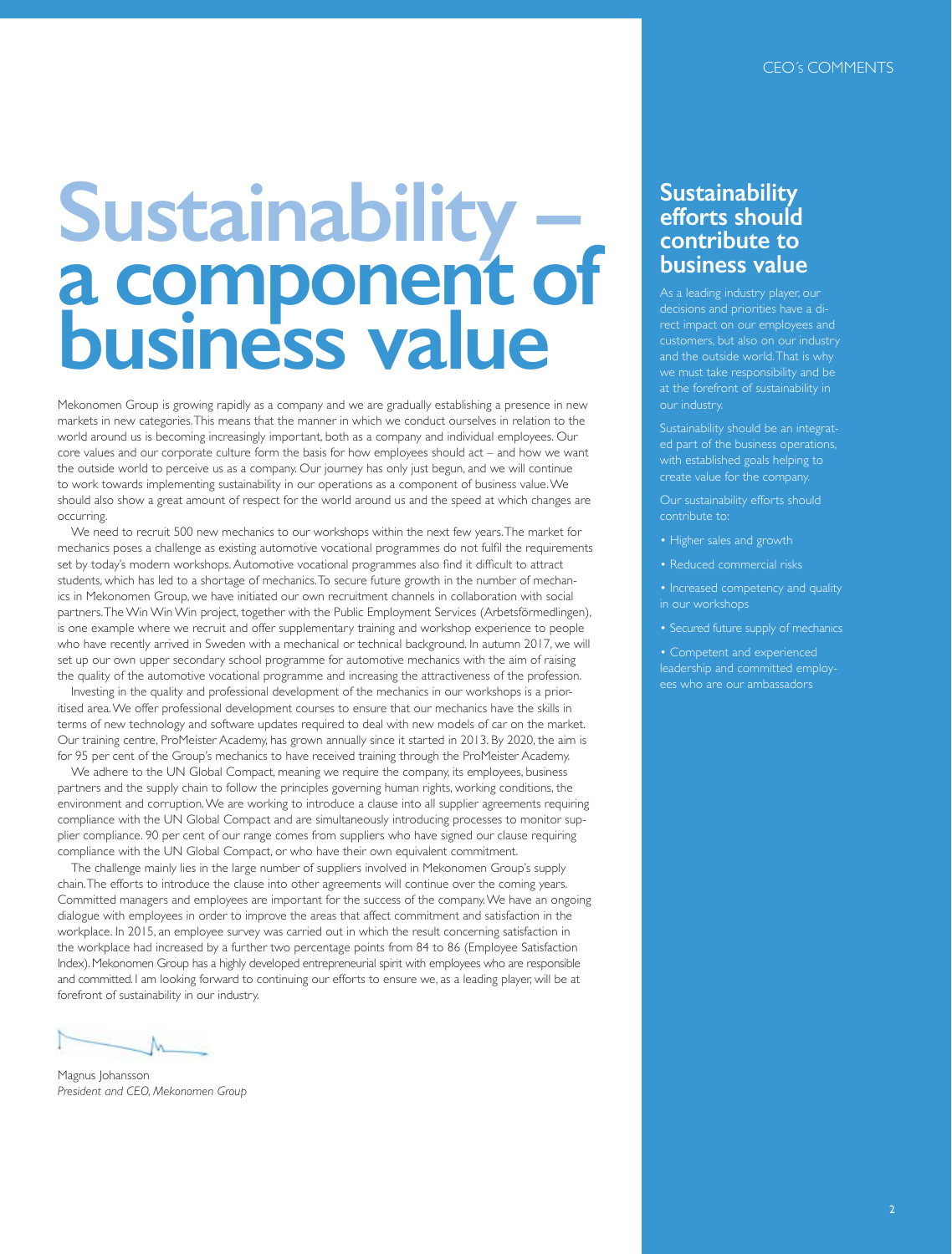# Sustainability – a component of business value

Mekonomen Group is growing rapidly as a company and we are gradually establishing a presence in new markets in new categories. This means that the manner in which we conduct ourselves in relation to the world around us is becoming increasingly important, both as a company and individual employees. Our core values and our corporate culture form the basis for how employees should act – and how we want the outside world to perceive us as a company. Our journey has only just begun, and we will continue to work towards implementing sustainability in our operations as a component of business value. We should also show a great amount of respect for the world around us and the speed at which changes are occurring.

We need to recruit 500 new mechanics to our workshops within the next few years. The market for mechanics poses a challenge as existing automotive vocational programmes do not fulfil the requirements set by today's modern workshops. Automotive vocational programmes also find it difficult to attract students, which has led to a shortage of mechanics. To secure future growth in the number of mechanics in Mekonomen Group, we have initiated our own recruitment channels in collaboration with social partners. The Win Win Win project, together with the Public Employment Services (Arbetsförmedlingen), is one example where we recruit and offer supplementary training and workshop experience to people who have recently arrived in Sweden with a mechanical or technical background. In autumn 2017, we will set up our own upper secondary school programme for automotive mechanics with the aim of raising the quality of the automotive vocational programme and increasing the attractiveness of the profession.

Investing in the quality and professional development of the mechanics in our workshops is a prioritised area. We offer professional development courses to ensure that our mechanics have the skills in terms of new technology and software updates required to deal with new models of car on the market. Our training centre, ProMeister Academy, has grown annually since it started in 2013. By 2020, the aim is for 95 per cent of the Group's mechanics to have received training through the ProMeister Academy.

We adhere to the UN Global Compact, meaning we require the company, its employees, business partners and the supply chain to follow the principles governing human rights, working conditions, the environment and corruption. We are working to introduce a clause into all supplier agreements requiring compliance with the UN Global Compact and are simultaneously introducing processes to monitor supplier compliance. 90 per cent of our range comes from suppliers who have signed our clause requiring compliance with the UN Global Compact, or who have their own equivalent commitment.

The challenge mainly lies in the large number of suppliers involved in Mekonomen Group's supply chain. The efforts to introduce the clause into other agreements will continue over the coming years. Committed managers and employees are important for the success of the company. We have an ongoing dialogue with employees in order to improve the areas that affect commitment and satisfaction in the workplace. In 2015, an employee survey was carried out in which the result concerning satisfaction in the workplace had increased by a further two percentage points from 84 to 86 (Employee Satisfaction Index). Mekonomen Group has a highly developed entrepreneurial spirit with employees who are responsible and committed. I am looking forward to continuing our efforts to ensure we, as a leading player, will be at forefront of sustainability in our industry.

Magnus Johansson
*President and CEO, Mekonomen Group*

## Sustainability efforts should contribute to business value

As a leading industry player, our decisions and priorities have a direct impact on our employees and customers, but also on our industry and the outside world. That is why we must take responsibility and be at the forefront of sustainability in our industry.

Sustainability should be an integrated part of the business operations, with established goals helping to create value for the company.

Our sustainability efforts should contribute to:

- Higher sales and growth
- Reduced commercial risks
- Increased competency and quality in our workshops
- Secured future supply of mechanics
- Competent and experienced leadership and committed employees who are our ambassadors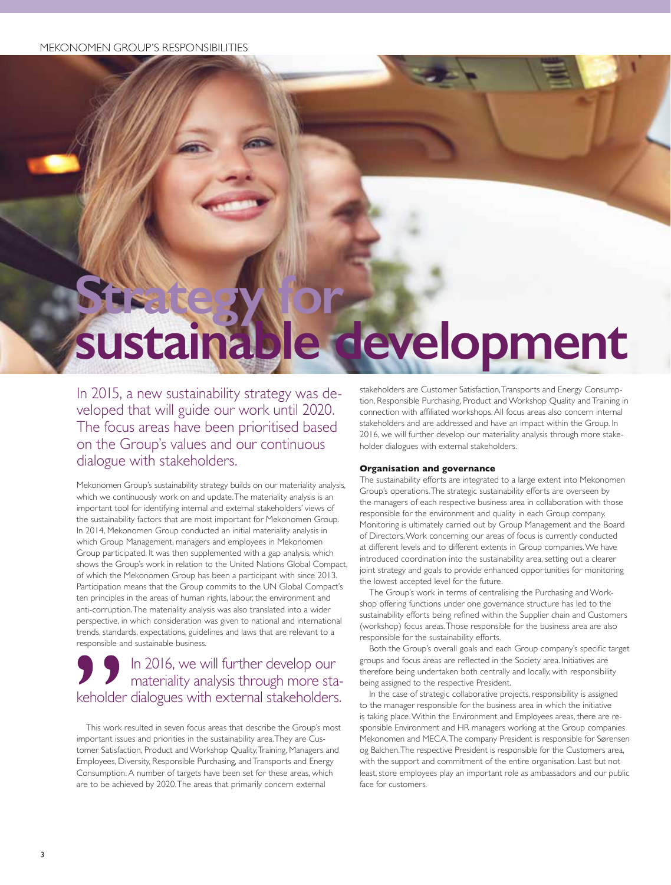# Strategy for sustainable development

In 2015, a new sustainability strategy was developed that will guide our work until 2020. The focus areas have been prioritised based on the Group's values and our continuous dialogue with stakeholders.

Mekonomen Group's sustainability strategy builds on our materiality analysis, which we continuously work on and update. The materiality analysis is an important tool for identifying internal and external stakeholders' views of the sustainability factors that are most important for Mekonomen Group. In 2014, Mekonomen Group conducted an initial materiality analysis in which Group Management, managers and employees in Mekonomen Group participated. It was then supplemented with a gap analysis, which shows the Group's work in relation to the United Nations Global Compact, of which the Mekonomen Group has been a participant with since 2013. Participation means that the Group commits to the UN Global Compact's ten principles in the areas of human rights, labour, the environment and anti-corruption. The materiality analysis was also translated into a wider perspective, in which consideration was given to national and international trends, standards, expectations, guidelines and laws that are relevant to a responsible and sustainable business.

> In 2016, we will further develop our materiality analysis through more stakeholder dialogues with external stakeholders.

This work resulted in seven focus areas that describe the Group's most important issues and priorities in the sustainability area. They are Customer Satisfaction, Product and Workshop Quality, Training, Managers and Employees, Diversity, Responsible Purchasing, and Transports and Energy Consumption. A number of targets have been set for these areas, which are to be achieved by 2020. The areas that primarily concern external stakeholders are Customer Satisfaction, Transports and Energy Consumption, Responsible Purchasing, Product and Workshop Quality and Training in connection with affiliated workshops. All focus areas also concern internal stakeholders and are addressed and have an impact within the Group. In 2016, we will further develop our materiality analysis through more stakeholder dialogues with external stakeholders.

**Organisation and governance**

The sustainability efforts are integrated to a large extent into Mekonomen Group's operations. The strategic sustainability efforts are overseen by the managers of each respective business area in collaboration with those responsible for the environment and quality in each Group company. Monitoring is ultimately carried out by Group Management and the Board of Directors. Work concerning our areas of focus is currently conducted at different levels and to different extents in Group companies. We have introduced coordination into the sustainability area, setting out a clearer joint strategy and goals to provide enhanced opportunities for monitoring the lowest accepted level for the future.

The Group's work in terms of centralising the Purchasing and Workshop offering functions under one governance structure has led to the sustainability efforts being refined within the Supplier chain and Customers (workshop) focus areas. Those responsible for the business area are also responsible for the sustainability efforts.

Both the Group's overall goals and each Group company's specific target groups and focus areas are reflected in the Society area. Initiatives are therefore being undertaken both centrally and locally, with responsibility being assigned to the respective President.

In the case of strategic collaborative projects, responsibility is assigned to the manager responsible for the business area in which the initiative is taking place. Within the Environment and Employees areas, there are responsible Environment and HR managers working at the Group companies Mekonomen and MECA. The company President is responsible for Sørensen og Balchen. The respective President is responsible for the Customers area, with the support and commitment of the entire organisation. Last but not least, store employees play an important role as ambassadors and our public face for customers.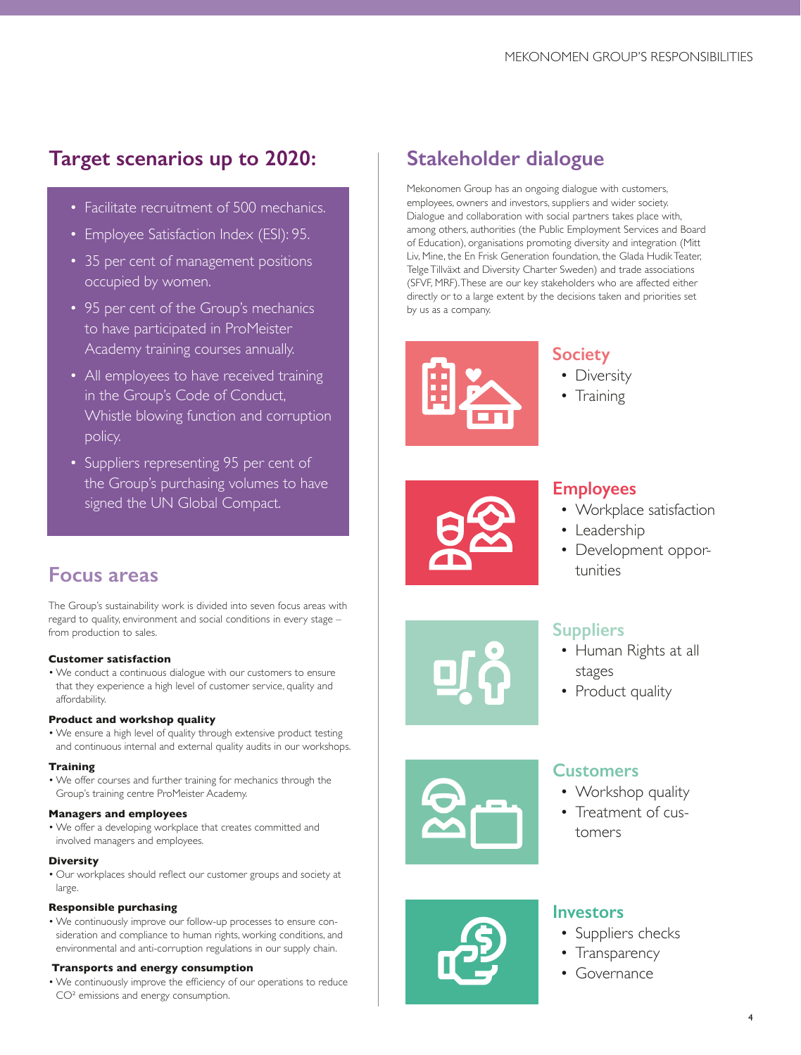## Target scenarios up to 2020:

- Facilitate recruitment of 500 mechanics.
- Employee Satisfaction Index (ESI): 95.
- 35 per cent of management positions occupied by women.
- 95 per cent of the Group's mechanics to have participated in ProMeister Academy training courses annually.
- All employees to have received training in the Group's Code of Conduct, Whistle blowing function and corruption policy.
- Suppliers representing 95 per cent of the Group's purchasing volumes to have signed the UN Global Compact.

## Focus areas

The Group's sustainability work is divided into seven focus areas with regard to quality, environment and social conditions in every stage – from production to sales.

**Customer satisfaction**

- We conduct a continuous dialogue with our customers to ensure that they experience a high level of customer service, quality and affordability.

**Product and workshop quality**

- We ensure a high level of quality through extensive product testing and continuous internal and external quality audits in our workshops.

**Training**

- We offer courses and further training for mechanics through the Group's training centre ProMeister Academy.

**Managers and employees**

- We offer a developing workplace that creates committed and involved managers and employees.

**Diversity**

- Our workplaces should reflect our customer groups and society at large.

**Responsible purchasing**

- We continuously improve our follow-up processes to ensure consideration and compliance to human rights, working conditions, and environmental and anti-corruption regulations in our supply chain.

**Transports and energy consumption**

- We continuously improve the efficiency of our operations to reduce $CO^2$ emissions and energy consumption.

## Stakeholder dialogue

Mekonomen Group has an ongoing dialogue with customers, employees, owners and investors, suppliers and wider society. Dialogue and collaboration with social partners takes place with, among others, authorities (the Public Employment Services and Board of Education), organisations promoting diversity and integration (Mitt Liv, Mine, the En Frisk Generation foundation, the Glada Hudik Teater, Telge Tillväxt and Diversity Charter Sweden) and trade associations (SFVF, MRF). These are our key stakeholders who are affected either directly or to a large extent by the decisions taken and priorities set by us as a company.

### Society

- Diversity
- Training

### Employees

- Workplace satisfaction
- Leadership
- Development opportunities

### Suppliers

- Human Rights at all stages
- Product quality

### Customers

- Workshop quality
- Treatment of customers

### Investors

- Suppliers checks
- Transparency
- Governance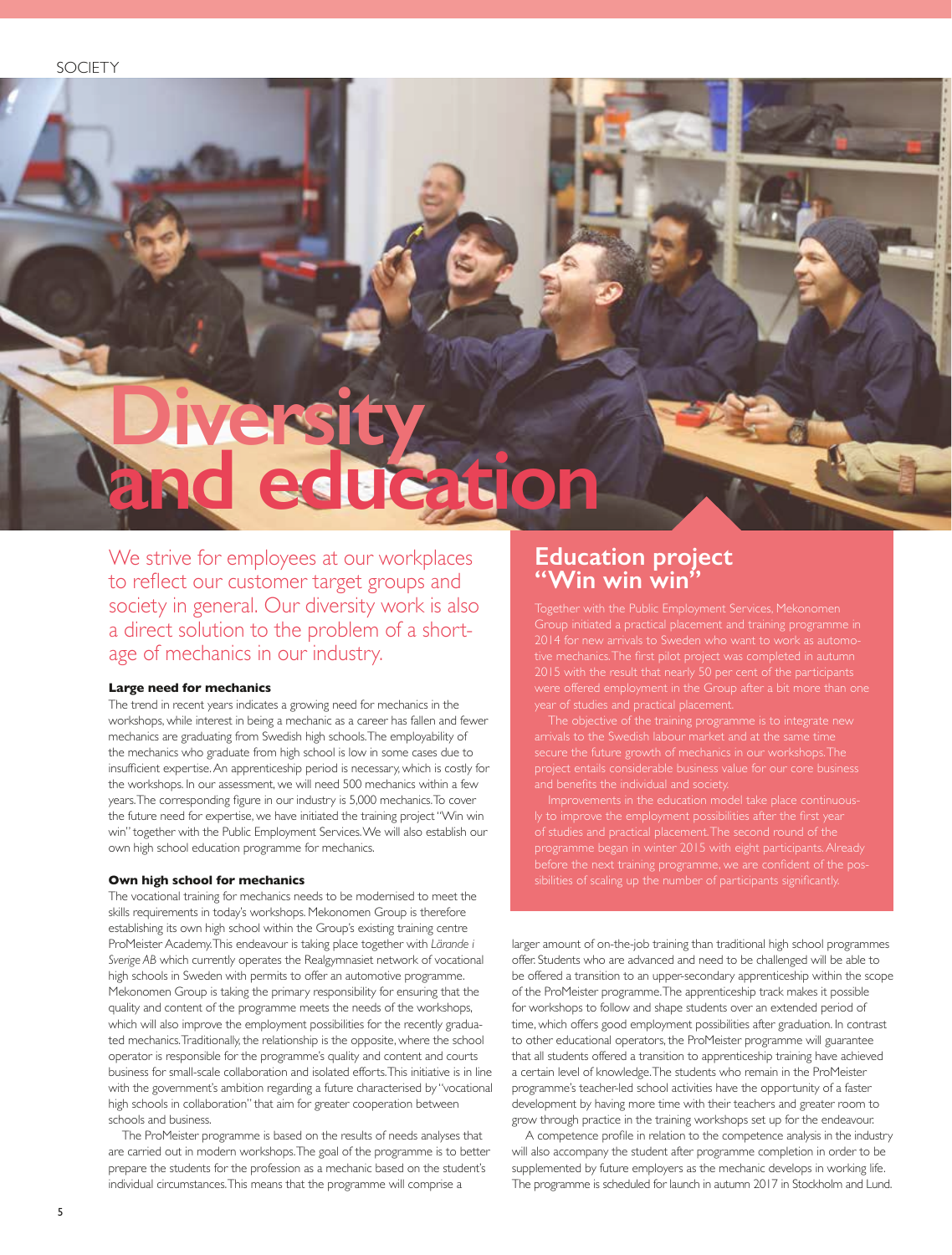# Diversity and education

We strive for employees at our workplaces to reflect our customer target groups and society in general. Our diversity work is also a direct solution to the problem of a shortage of mechanics in our industry.

### Large need for mechanics

The trend in recent years indicates a growing need for mechanics in the workshops, while interest in being a mechanic as a career has fallen and fewer mechanics are graduating from Swedish high schools. The employability of the mechanics who graduate from high school is low in some cases due to insufficient expertise. An apprenticeship period is necessary, which is costly for the workshops. In our assessment, we will need 500 mechanics within a few years. The corresponding figure in our industry is 5,000 mechanics. To cover the future need for expertise, we have initiated the training project "Win win win" together with the Public Employment Services. We will also establish our own high school education programme for mechanics.

### Own high school for mechanics

The vocational training for mechanics needs to be modernised to meet the skills requirements in today's workshops. Mekonomen Group is therefore establishing its own high school within the Group's existing training centre ProMeister Academy. This endeavour is taking place together with *Lärande i Sverige AB* which currently operates the Realgymnasiet network of vocational high schools in Sweden with permits to offer an automotive programme. Mekonomen Group is taking the primary responsibility for ensuring that the quality and content of the programme meets the needs of the workshops, which will also improve the employment possibilities for the recently graduated mechanics. Traditionally, the relationship is the opposite, where the school operator is responsible for the programme's quality and content and courts business for small-scale collaboration and isolated efforts. This initiative is in line with the government's ambition regarding a future characterised by "vocational high schools in collaboration" that aim for greater cooperation between schools and business.

The ProMeister programme is based on the results of needs analyses that are carried out in modern workshops. The goal of the programme is to better prepare the students for the profession as a mechanic based on the student's individual circumstances. This means that the programme will comprise a larger amount of on-the-job training than traditional high school programmes offer. Students who are advanced and need to be challenged will be able to be offered a transition to an upper-secondary apprenticeship within the scope of the ProMeister programme. The apprenticeship track makes it possible for workshops to follow and shape students over an extended period of time, which offers good employment possibilities after graduation. In contrast to other educational operators, the ProMeister programme will guarantee that all students offered a transition to apprenticeship training have achieved a certain level of knowledge. The students who remain in the ProMeister programme's teacher-led school activities have the opportunity of a faster development by having more time with their teachers and greater room to grow through practice in the training workshops set up for the endeavour.

A competence profile in relation to the competence analysis in the industry will also accompany the student after programme completion in order to be supplemented by future employers as the mechanic develops in working life. The programme is scheduled for launch in autumn 2017 in Stockholm and Lund.

## Education project "Win win win"

Together with the Public Employment Services, Mekonomen Group initiated a practical placement and training programme in 2014 for new arrivals to Sweden who want to work as automotive mechanics. The first pilot project was completed in autumn 2015 with the result that nearly 50 per cent of the participants were offered employment in the Group after a bit more than one year of studies and practical placement.

The objective of the training programme is to integrate new arrivals to the Swedish labour market and at the same time secure the future growth of mechanics in our workshops. The project entails considerable business value for our core business and benefits the individual and society.

Improvements in the education model take place continuously to improve the employment possibilities after the first year of studies and practical placement. The second round of the programme began in winter 2015 with eight participants. Already before the next training programme, we are confident of the possibilities of scaling up the number of participants significantly.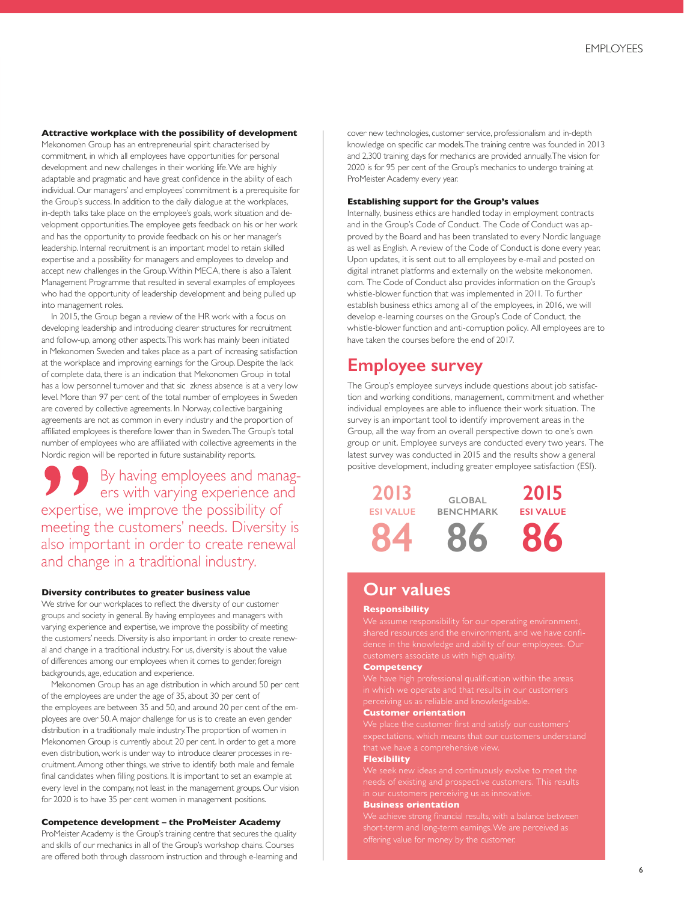### Attractive workplace with the possibility of development

Mekonomen Group has an entrepreneurial spirit characterised by commitment, in which all employees have opportunities for personal development and new challenges in their working life. We are highly adaptable and pragmatic and have great confidence in the ability of each individual. Our managers' and employees' commitment is a prerequisite for the Group's success. In addition to the daily dialogue at the workplaces, in-depth talks take place on the employee's goals, work situation and development opportunities. The employee gets feedback on his or her work and has the opportunity to provide feedback on his or her manager's leadership. Internal recruitment is an important model to retain skilled expertise and a possibility for managers and employees to develop and accept new challenges in the Group. Within MECA, there is also a Talent Management Programme that resulted in several examples of employees who had the opportunity of leadership development and being pulled up into management roles.

In 2015, the Group began a review of the HR work with a focus on developing leadership and introducing clearer structures for recruitment and follow-up, among other aspects. This work has mainly been initiated in Mekonomen Sweden and takes place as a part of increasing satisfaction at the workplace and improving earnings for the Group. Despite the lack of complete data, there is an indication that Mekonomen Group in total has a low personnel turnover and that sic zkness absence is at a very low level. More than 97 per cent of the total number of employees in Sweden are covered by collective agreements. In Norway, collective bargaining agreements are not as common in every industry and the proportion of affiliated employees is therefore lower than in Sweden. The Group's total number of employees who are affiliated with collective agreements in the Nordic region will be reported in future sustainability reports.

> By having employees and managers with varying experience and expertise, we improve the possibility of meeting the customers' needs. Diversity is also important in order to create renewal and change in a traditional industry.

### Diversity contributes to greater business value

We strive for our workplaces to reflect the diversity of our customer groups and society in general. By having employees and managers with varying experience and expertise, we improve the possibility of meeting the customers' needs. Diversity is also important in order to create renewal and change in a traditional industry. For us, diversity is about the value of differences among our employees when it comes to gender, foreign backgrounds, age, education and experience.

Mekonomen Group has an age distribution in which around 50 per cent of the employees are under the age of 35, about 30 per cent of the employees are between 35 and 50, and around 20 per cent of the employees are over 50. A major challenge for us is to create an even gender distribution in a traditionally male industry. The proportion of women in Mekonomen Group is currently about 20 per cent. In order to get a more even distribution, work is under way to introduce clearer processes in recruitment. Among other things, we strive to identify both male and female final candidates when filling positions. It is important to set an example at every level in the company, not least in the management groups. Our vision for 2020 is to have 35 per cent women in management positions.

### Competence development – the ProMeister Academy

ProMeister Academy is the Group's training centre that secures the quality and skills of our mechanics in all of the Group's workshop chains. Courses are offered both through classroom instruction and through e-learning and cover new technologies, customer service, professionalism and in-depth knowledge on specific car models. The training centre was founded in 2013 and 2,300 training days for mechanics are provided annually. The vision for 2020 is for 95 per cent of the Group's mechanics to undergo training at ProMeister Academy every year.

### Establishing support for the Group's values

Internally, business ethics are handled today in employment contracts and in the Group's Code of Conduct. The Code of Conduct was approved by the Board and has been translated to every Nordic language as well as English. A review of the Code of Conduct is done every year. Upon updates, it is sent out to all employees by e-mail and posted on digital intranet platforms and externally on the website mekonomen.com. The Code of Conduct also provides information on the Group's whistle-blower function that was implemented in 2011. To further establish business ethics among all of the employees, in 2016, we will develop e-learning courses on the Group's Code of Conduct, the whistle-blower function and anti-corruption policy. All employees are to have taken the courses before the end of 2017.

## Employee survey

The Group's employee surveys include questions about job satisfaction and working conditions, management, commitment and whether individual employees are able to influence their work situation. The survey is an important tool to identify improvement areas in the Group, all the way from an overall perspective down to one's own group or unit. Employee surveys are conducted every two years. The latest survey was conducted in 2015 and the results show a general positive development, including greater employee satisfaction (ESI).

| 2013 ESI VALUE | GLOBAL BENCHMARK | 2015 ESI VALUE |
|---|---|---|
| 84 | 86 | 86 |

## Our values

**Responsibility**
We assume responsibility for our operating environment, shared resources and the environment, and we have confidence in the knowledge and ability of our employees. Our customers associate us with high quality.

**Competency**
We have high professional qualification within the areas in which we operate and that results in our customers perceiving us as reliable and knowledgeable.

**Customer orientation**
We place the customer first and satisfy our customers' expectations, which means that our customers understand that we have a comprehensive view.

**Flexibility**
We seek new ideas and continuously evolve to meet the needs of existing and prospective customers. This results in our customers perceiving us as innovative.

**Business orientation**
We achieve strong financial results, with a balance between short-term and long-term earnings. We are perceived as offering value for money by the customer.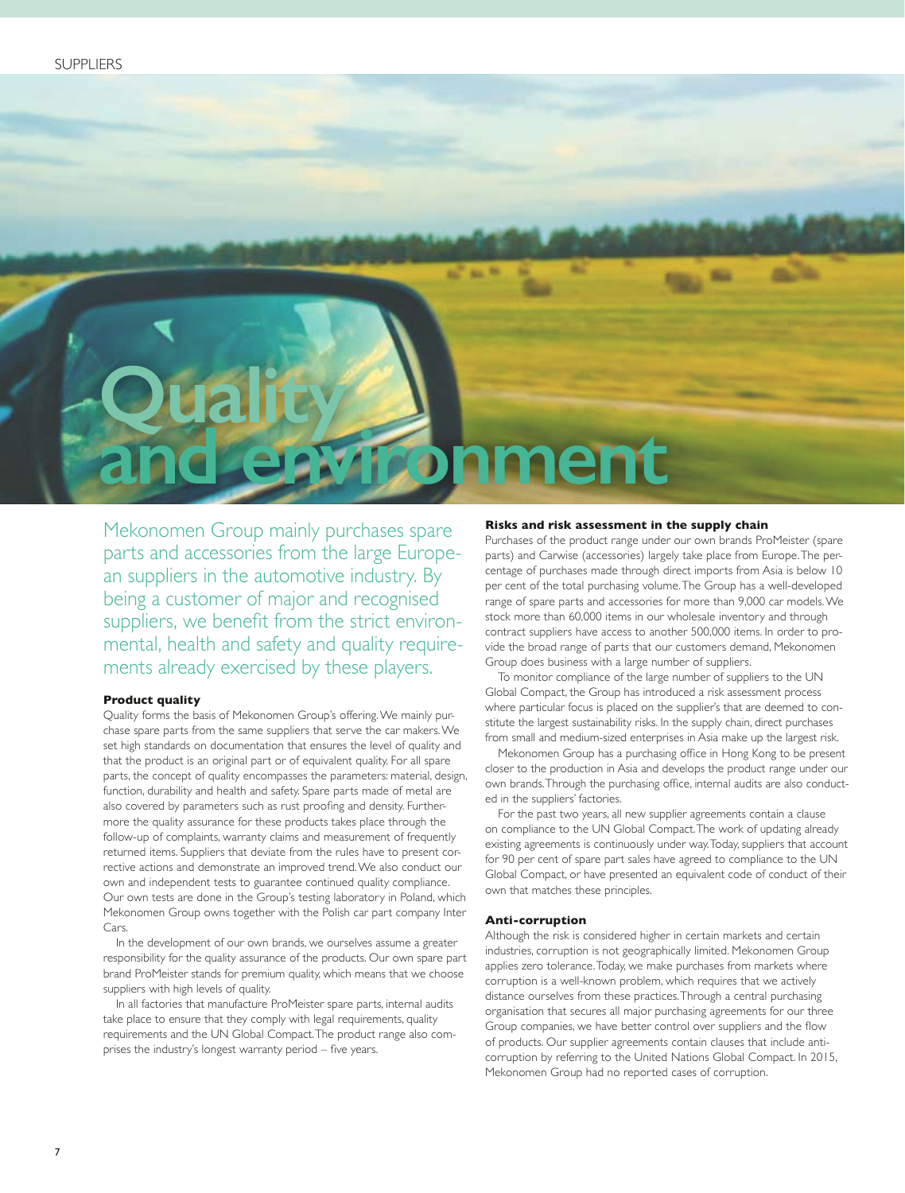# Quality and environment

Mekonomen Group mainly purchases spare parts and accessories from the large European suppliers in the automotive industry. By being a customer of major and recognised suppliers, we benefit from the strict environmental, health and safety and quality requirements already exercised by these players.

### Product quality

Quality forms the basis of Mekonomen Group's offering. We mainly purchase spare parts from the same suppliers that serve the car makers. We set high standards on documentation that ensures the level of quality and that the product is an original part or of equivalent quality. For all spare parts, the concept of quality encompasses the parameters: material, design, function, durability and health and safety. Spare parts made of metal are also covered by parameters such as rust proofing and density. Furthermore the quality assurance for these products takes place through the follow-up of complaints, warranty claims and measurement of frequently returned items. Suppliers that deviate from the rules have to present corrective actions and demonstrate an improved trend. We also conduct our own and independent tests to guarantee continued quality compliance. Our own tests are done in the Group's testing laboratory in Poland, which Mekonomen Group owns together with the Polish car part company Inter Cars.

In the development of our own brands, we ourselves assume a greater responsibility for the quality assurance of the products. Our own spare part brand ProMeister stands for premium quality, which means that we choose suppliers with high levels of quality.

In all factories that manufacture ProMeister spare parts, internal audits take place to ensure that they comply with legal requirements, quality requirements and the UN Global Compact. The product range also comprises the industry's longest warranty period – five years.

### Risks and risk assessment in the supply chain

Purchases of the product range under our own brands ProMeister (spare parts) and Carwise (accessories) largely take place from Europe. The percentage of purchases made through direct imports from Asia is below 10 per cent of the total purchasing volume. The Group has a well-developed range of spare parts and accessories for more than 9,000 car models. We stock more than 60,000 items in our wholesale inventory and through contract suppliers have access to another 500,000 items. In order to provide the broad range of parts that our customers demand, Mekonomen Group does business with a large number of suppliers.

To monitor compliance of the large number of suppliers to the UN Global Compact, the Group has introduced a risk assessment process where particular focus is placed on the supplier's that are deemed to constitute the largest sustainability risks. In the supply chain, direct purchases from small and medium-sized enterprises in Asia make up the largest risk.

Mekonomen Group has a purchasing office in Hong Kong to be present closer to the production in Asia and develops the product range under our own brands. Through the purchasing office, internal audits are also conducted in the suppliers' factories.

For the past two years, all new supplier agreements contain a clause on compliance to the UN Global Compact. The work of updating already existing agreements is continuously under way. Today, suppliers that account for 90 per cent of spare part sales have agreed to compliance to the UN Global Compact, or have presented an equivalent code of conduct of their own that matches these principles.

### Anti-corruption

Although the risk is considered higher in certain markets and certain industries, corruption is not geographically limited. Mekonomen Group applies zero tolerance. Today, we make purchases from markets where corruption is a well-known problem, which requires that we actively distance ourselves from these practices. Through a central purchasing organisation that secures all major purchasing agreements for our three Group companies, we have better control over suppliers and the flow of products. Our supplier agreements contain clauses that include anti-corruption by referring to the United Nations Global Compact. In 2015, Mekonomen Group had no reported cases of corruption.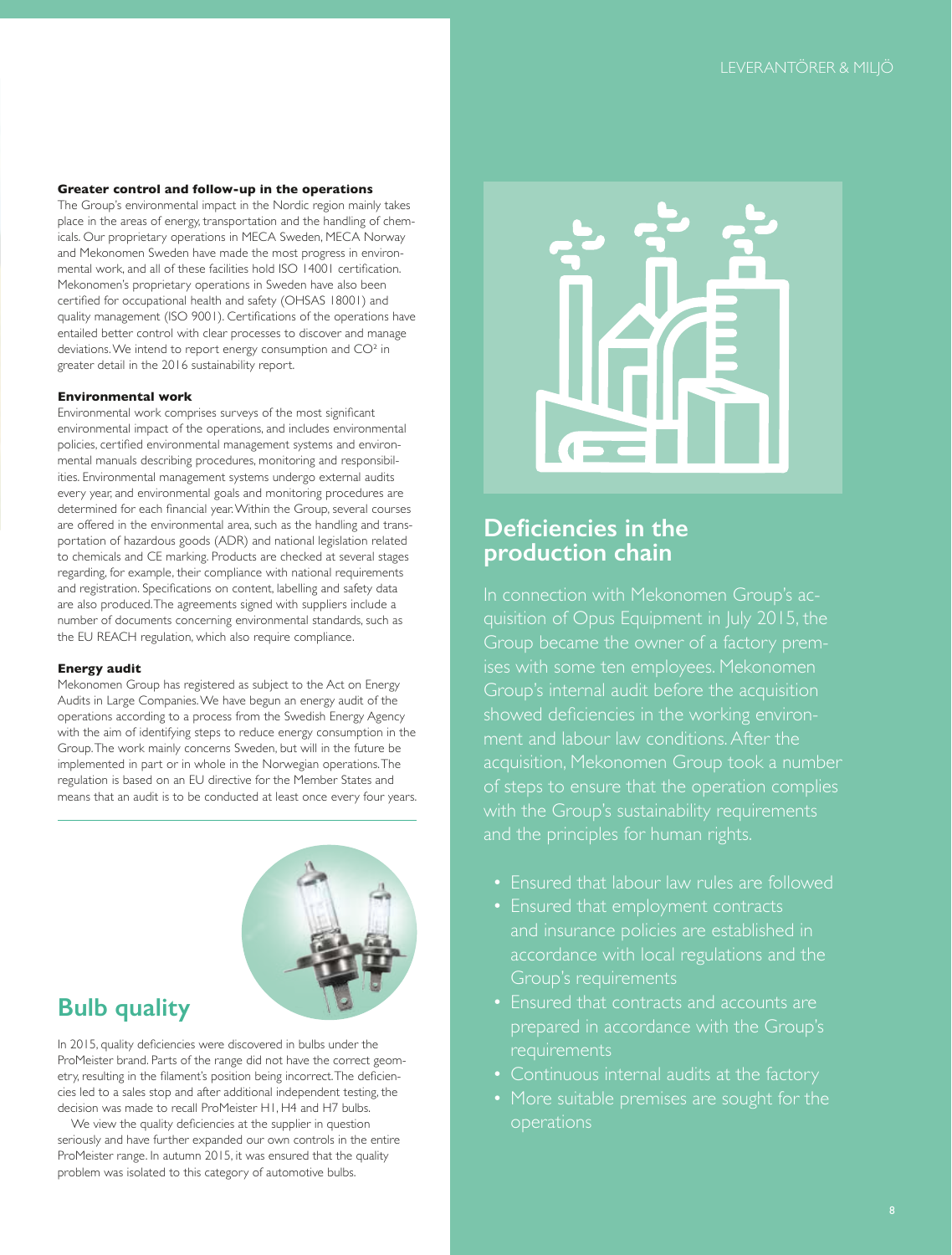#### Greater control and follow-up in the operations

The Group's environmental impact in the Nordic region mainly takes place in the areas of energy, transportation and the handling of chemicals. Our proprietary operations in MECA Sweden, MECA Norway and Mekonomen Sweden have made the most progress in environmental work, and all of these facilities hold ISO 14001 certification. Mekonomen's proprietary operations in Sweden have also been certified for occupational health and safety (OHSAS 18001) and quality management (ISO 9001). Certifications of the operations have entailed better control with clear processes to discover and manage deviations. We intend to report energy consumption and $CO^2$ in greater detail in the 2016 sustainability report.

#### Environmental work

Environmental work comprises surveys of the most significant environmental impact of the operations, and includes environmental policies, certified environmental management systems and environmental manuals describing procedures, monitoring and responsibilities. Environmental management systems undergo external audits every year, and environmental goals and monitoring procedures are determined for each financial year. Within the Group, several courses are offered in the environmental area, such as the handling and transportation of hazardous goods (ADR) and national legislation related to chemicals and CE marking. Products are checked at several stages regarding, for example, their compliance with national requirements and registration. Specifications on content, labelling and safety data are also produced. The agreements signed with suppliers include a number of documents concerning environmental standards, such as the EU REACH regulation, which also require compliance.

#### Energy audit

Mekonomen Group has registered as subject to the Act on Energy Audits in Large Companies. We have begun an energy audit of the operations according to a process from the Swedish Energy Agency with the aim of identifying steps to reduce energy consumption in the Group. The work mainly concerns Sweden, but will in the future be implemented in part or in whole in the Norwegian operations. The regulation is based on an EU directive for the Member States and means that an audit is to be conducted at least once every four years.

## Bulb quality

In 2015, quality deficiencies were discovered in bulbs under the ProMeister brand. Parts of the range did not have the correct geometry, resulting in the filament's position being incorrect. The deficiencies led to a sales stop and after additional independent testing, the decision was made to recall ProMeister H1, H4 and H7 bulbs.

We view the quality deficiencies at the supplier in question seriously and have further expanded our own controls in the entire ProMeister range. In autumn 2015, it was ensured that the quality problem was isolated to this category of automotive bulbs.

## Deficiencies in the production chain

In connection with Mekonomen Group's acquisition of Opus Equipment in July 2015, the Group became the owner of a factory premises with some ten employees. Mekonomen Group's internal audit before the acquisition showed deficiencies in the working environment and labour law conditions. After the acquisition, Mekonomen Group took a number of steps to ensure that the operation complies with the Group's sustainability requirements and the principles for human rights.

- Ensured that labour law rules are followed
- Ensured that employment contracts and insurance policies are established in accordance with local regulations and the Group's requirements
- Ensured that contracts and accounts are prepared in accordance with the Group's requirements
- Continuous internal audits at the factory
- More suitable premises are sought for the operations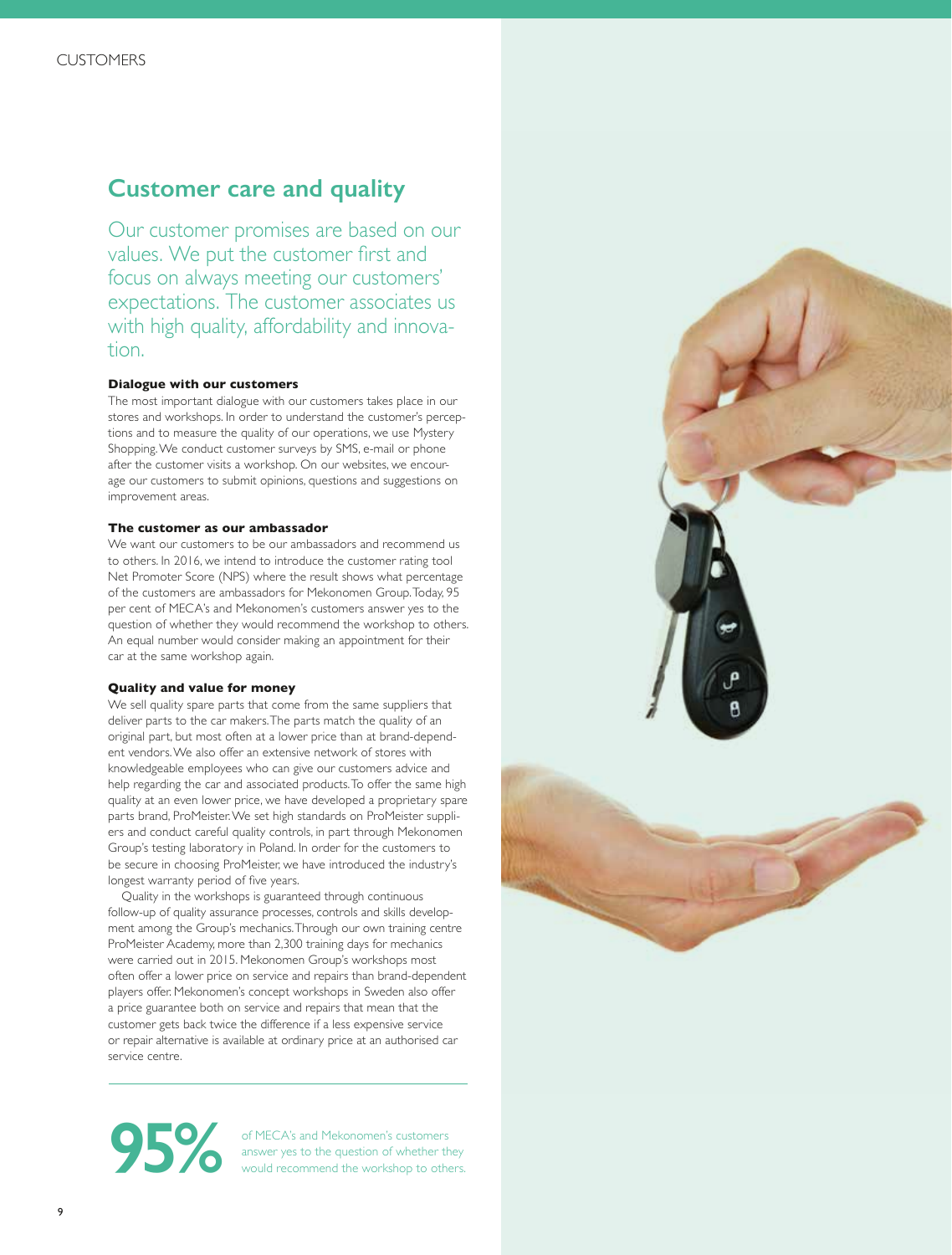# Customer care and quality

Our customer promises are based on our values. We put the customer first and focus on always meeting our customers' expectations. The customer associates us with high quality, affordability and innovation.

### Dialogue with our customers

The most important dialogue with our customers takes place in our stores and workshops. In order to understand the customer's perceptions and to measure the quality of our operations, we use Mystery Shopping. We conduct customer surveys by SMS, e-mail or phone after the customer visits a workshop. On our websites, we encourage our customers to submit opinions, questions and suggestions on improvement areas.

### The customer as our ambassador

We want our customers to be our ambassadors and recommend us to others. In 2016, we intend to introduce the customer rating tool Net Promoter Score (NPS) where the result shows what percentage of the customers are ambassadors for Mekonomen Group. Today, 95 per cent of MECA's and Mekonomen's customers answer yes to the question of whether they would recommend the workshop to others. An equal number would consider making an appointment for their car at the same workshop again.

### Quality and value for money

We sell quality spare parts that come from the same suppliers that deliver parts to the car makers. The parts match the quality of an original part, but most often at a lower price than at brand-dependent vendors. We also offer an extensive network of stores with knowledgeable employees who can give our customers advice and help regarding the car and associated products. To offer the same high quality at an even lower price, we have developed a proprietary spare parts brand, ProMeister. We set high standards on ProMeister suppliers and conduct careful quality controls, in part through Mekonomen Group's testing laboratory in Poland. In order for the customers to be secure in choosing ProMeister, we have introduced the industry's longest warranty period of five years.

Quality in the workshops is guaranteed through continuous follow-up of quality assurance processes, controls and skills development among the Group's mechanics. Through our own training centre ProMeister Academy, more than 2,300 training days for mechanics were carried out in 2015. Mekonomen Group's workshops most often offer a lower price on service and repairs than brand-dependent players offer. Mekonomen's concept workshops in Sweden also offer a price guarantee both on service and repairs that mean that the customer gets back twice the difference if a less expensive service or repair alternative is available at ordinary price at an authorised car service centre.

---

**95%** of MECA's and Mekonomen's customers answer yes to the question of whether they would recommend the workshop to others.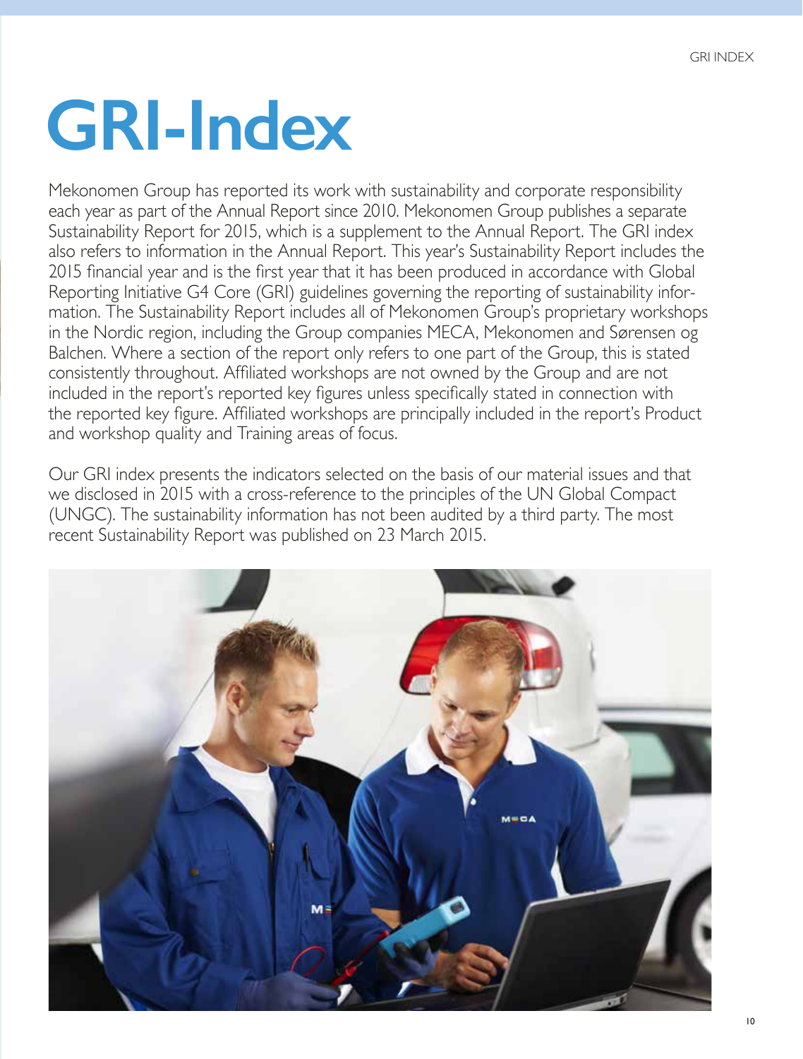# GRI-Index

Mekonomen Group has reported its work with sustainability and corporate responsibility each year as part of the Annual Report since 2010. Mekonomen Group publishes a separate Sustainability Report for 2015, which is a supplement to the Annual Report. The GRI index also refers to information in the Annual Report. This year's Sustainability Report includes the 2015 financial year and is the first year that it has been produced in accordance with Global Reporting Initiative G4 Core (GRI) guidelines governing the reporting of sustainability information. The Sustainability Report includes all of Mekonomen Group's proprietary workshops in the Nordic region, including the Group companies MECA, Mekonomen and Sørensen og Balchen. Where a section of the report only refers to one part of the Group, this is stated consistently throughout. Affiliated workshops are not owned by the Group and are not included in the report's reported key figures unless specifically stated in connection with the reported key figure. Affiliated workshops are principally included in the report's Product and workshop quality and Training areas of focus.

Our GRI index presents the indicators selected on the basis of our material issues and that we disclosed in 2015 with a cross-reference to the principles of the UN Global Compact (UNGC). The sustainability information has not been audited by a third party. The most recent Sustainability Report was published on 23 March 2015.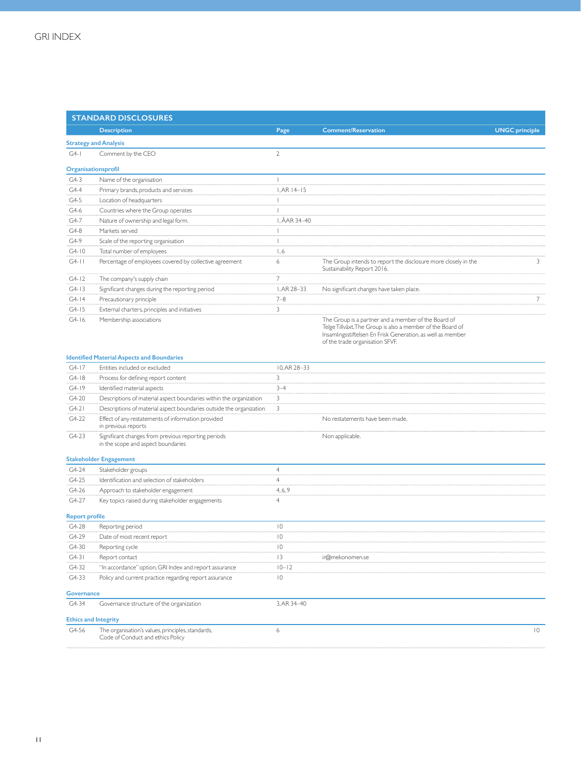# GRI INDEX

| STANDARD DISCLOSURES | | | | |
|---|---|---|---|---|
| | Description | Page | Comment/Reservation | UNGC principle |
| **Strategy and Analysis** | | | | |
| G4-1 | Comment by the CEO | 2 | | |
| **Organisationsprofil** | | | | |
| G4-3 | Name of the organisation | 1 | | |
| G4-4 | Primary brands, products and services | 1, AR 14–15 | | |
| G4-5 | Location of headquarters | 1 | | |
| G4-6 | Countries where the Group operates | 1 | | |
| G4-7 | Nature of ownership and legal form. | 1, ÅAR 34–40 | | |
| G4-8 | Markets served | 1 | | |
| G4-9 | Scale of the reporting organisation | 1 | | |
| G4-10 | Total number of employees | 1, 6 | | |
| G4-11 | Percentage of employees covered by collective agreement | 6 | The Group intends to report the disclosure more closely in the Sustainability Report 2016. | 3 |
| G4-12 | The company's supply chain | 7 | | |
| G4-13 | Significant changes during the reporting period | 1, AR 28–33 | No significant changes have taken place. | |
| G4-14 | Precautionary principle | 7–8 | | 7 |
| G4-15 | External charters, principles and initiatives | 3 | | |
| G4-16 | Membership associations | | The Group is a partner and a member of the Board of Telge Tillväxt. The Group is also a member of the Board of Insamlingsstiftelsen En Frisk Generation, as well as member of the trade organisation SFVF. | |
| **Identified Material Aspects and Boundaries** | | | | |
| G4-17 | Entities included or excluded | 10, AR 28–33 | | |
| G4-18 | Process for defining report content | 3 | | |
| G4-19 | Identified material aspects | 3–4 | | |
| G4-20 | Descriptions of material aspect boundaries within the organization | 3 | | |
| G4-21 | Descriptions of material aspect boundaries outside the organization | 3 | | |
| G4-22 | Effect of any restatements of information provided in previous reports | | No restatements have been made. | |
| G4-23 | Significant changes from previous reporting periods in the scope and aspect boundaries | | Non applicable. | |
| **Stakeholder Engagement** | | | | |
| G4-24 | Stakeholder groups | 4 | | |
| G4-25 | Identification and selection of stakeholders | 4 | | |
| G4-26 | Approach to stakeholder engagement | 4, 6, 9 | | |
| G4-27 | Key topics raised during stakeholder engagements | 4 | | |
| **Report profile** | | | | |
| G4-28 | Reporting period | 10 | | |
| G4-29 | Date of most recent report | 10 | | |
| G4-30 | Reporting cycle | 10 | | |
| G4-31 | Report contact | 13 | ir@mekonomen.se | |
| G4-32 | "In accordance" option, GRI Index and report assurance | 10–12 | | |
| G4-33 | Policy and current practice regarding report assurance | 10 | | |
| **Governance** | | | | |
| G4-34 | Governance structure of the organization | 3, AR 34–40 | | |
| **Ethics and Integrity** | | | | |
| G4-56 | The organisation's values, principles, standards, Code of Conduct and ethics Policy | 6 | | 10 |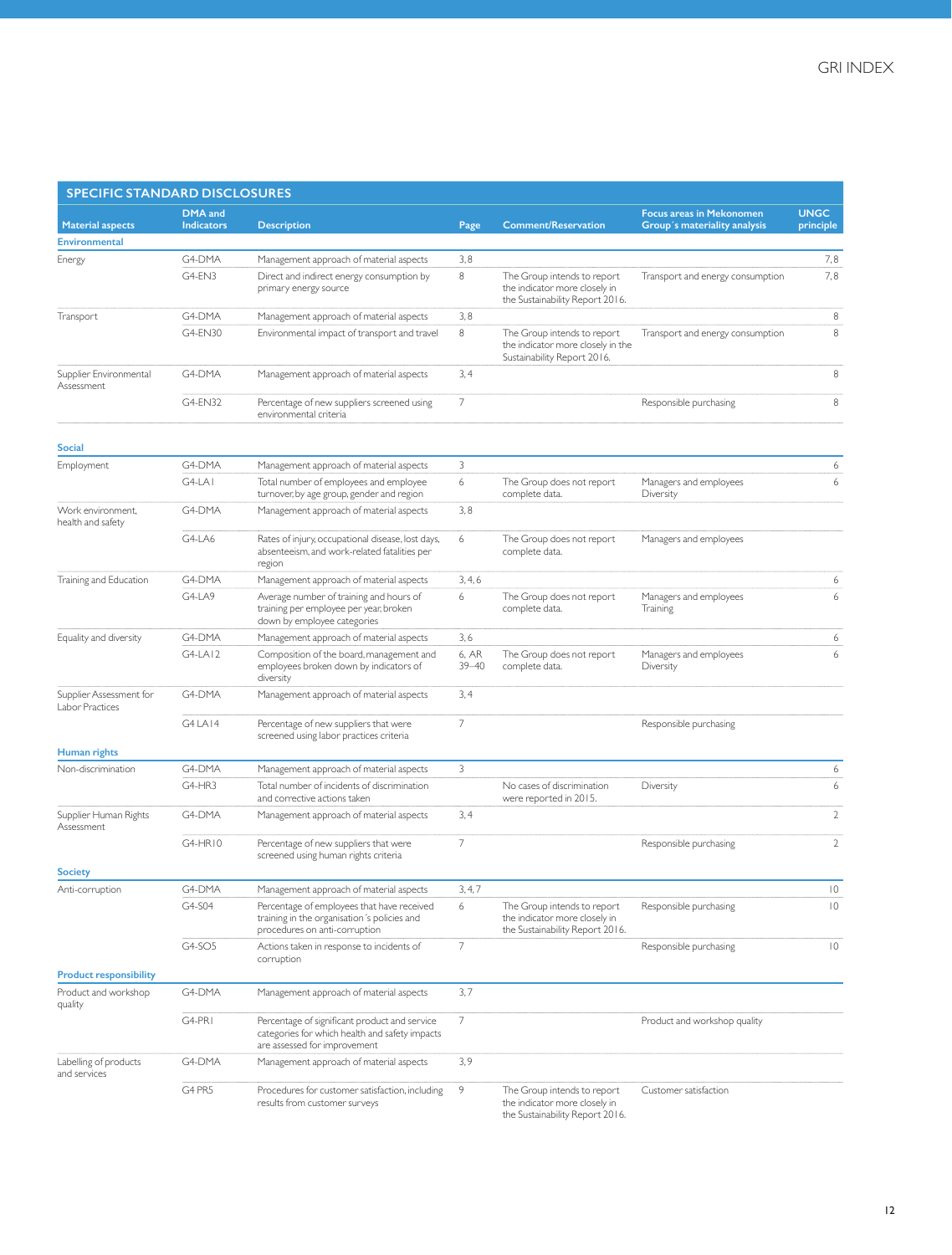# GRI INDEX

## SPECIFIC STANDARD DISCLOSURES

| Material aspects | DMA and Indicators | Description | Page | Comment/Reservation | Focus areas in Mekonomen Group´s materiality analysis | UNGC principle |
|---|---|---|---|---|---|---|
| **Environmental** | | | | | | |
| Energy | G4-DMA | Management approach of material aspects | 3, 8 | | | 7, 8 |
| | G4-EN3 | Direct and indirect energy consumption by primary energy source | 8 | The Group intends to report the indicator more closely in the Sustainability Report 2016. | Transport and energy consumption | 7, 8 |
| Transport | G4-DMA | Management approach of material aspects | 3, 8 | | | 8 |
| | G4-EN30 | Environmental impact of transport and travel | 8 | The Group intends to report the indicator more closely in the Sustainability Report 2016. | Transport and energy consumption | 8 |
| Supplier Environmental Assessment | G4-DMA | Management approach of material aspects | 3, 4 | | | 8 |
| | G4-EN32 | Percentage of new suppliers screened using environmental criteria | 7 | | Responsible purchasing | 8 |
| **Social** | | | | | | |
| Employment | G4-DMA | Management approach of material aspects | 3 | | | 6 |
| | G4-LA1 | Total number of employees and employee turnover, by age group, gender and region | 6 | The Group does not report complete data. | Managers and employees Diversity | 6 |
| Work environment, health and safety | G4-DMA | Management approach of material aspects | 3, 8 | | | |
| | G4-LA6 | Rates of injury, occupational disease, lost days, absenteeism, and work-related fatalities per region | 6 | The Group does not report complete data. | Managers and employees | |
| Training and Education | G4-DMA | Management approach of material aspects | 3, 4, 6 | | | 6 |
| | G4-LA9 | Average number of training and hours of training per employee per year, broken down by employee categories | 6 | The Group does not report complete data. | Managers and employees Training | 6 |
| Equality and diversity | G4-DMA | Management approach of material aspects | 3, 6 | | | 6 |
| | G4-LA12 | Composition of the board, management and employees broken down by indicators of diversity | 6, AR 39–40 | The Group does not report complete data. | Managers and employees Diversity | 6 |
| Supplier Assessment for Labor Practices | G4-DMA | Management approach of material aspects | 3, 4 | | | |
| | G4 LA14 | Percentage of new suppliers that were screened using labor practices criteria | 7 | | Responsible purchasing | |
| **Human rights** | | | | | | |
| Non-discrimination | G4-DMA | Management approach of material aspects | 3 | | | 6 |
| | G4-HR3 | Total number of incidents of discrimination and corrective actions taken | | No cases of discrimination were reported in 2015. | Diversity | 6 |
| Supplier Human Rights Assessment | G4-DMA | Management approach of material aspects | 3, 4 | | | 2 |
| | G4-HR10 | Percentage of new suppliers that were screened using human rights criteria | 7 | | Responsible purchasing | 2 |
| **Society** | | | | | | |
| Anti-corruption | G4-DMA | Management approach of material aspects | 3, 4, 7 | | | 10 |
| | G4-S04 | Percentage of employees that have received training in the organisation´s policies and procedures on anti-corruption | 6 | The Group intends to report the indicator more closely in the Sustainability Report 2016. | Responsible purchasing | 10 |
| | G4-SO5 | Actions taken in response to incidents of corruption | 7 | | Responsible purchasing | 10 |
| **Product responsibility** | | | | | | |
| Product and workshop quality | G4-DMA | Management approach of material aspects | 3, 7 | | | |
| | G4-PR1 | Percentage of significant product and service categories for which health and safety impacts are assessed for improvement | 7 | | Product and workshop quality | |
| Labelling of products and services | G4-DMA | Management approach of material aspects | 3, 9 | | | |
| | G4 PR5 | Procedures for customer satisfaction, including results from customer surveys | 9 | The Group intends to report the indicator more closely in the Sustainability Report 2016. | Customer satisfaction | |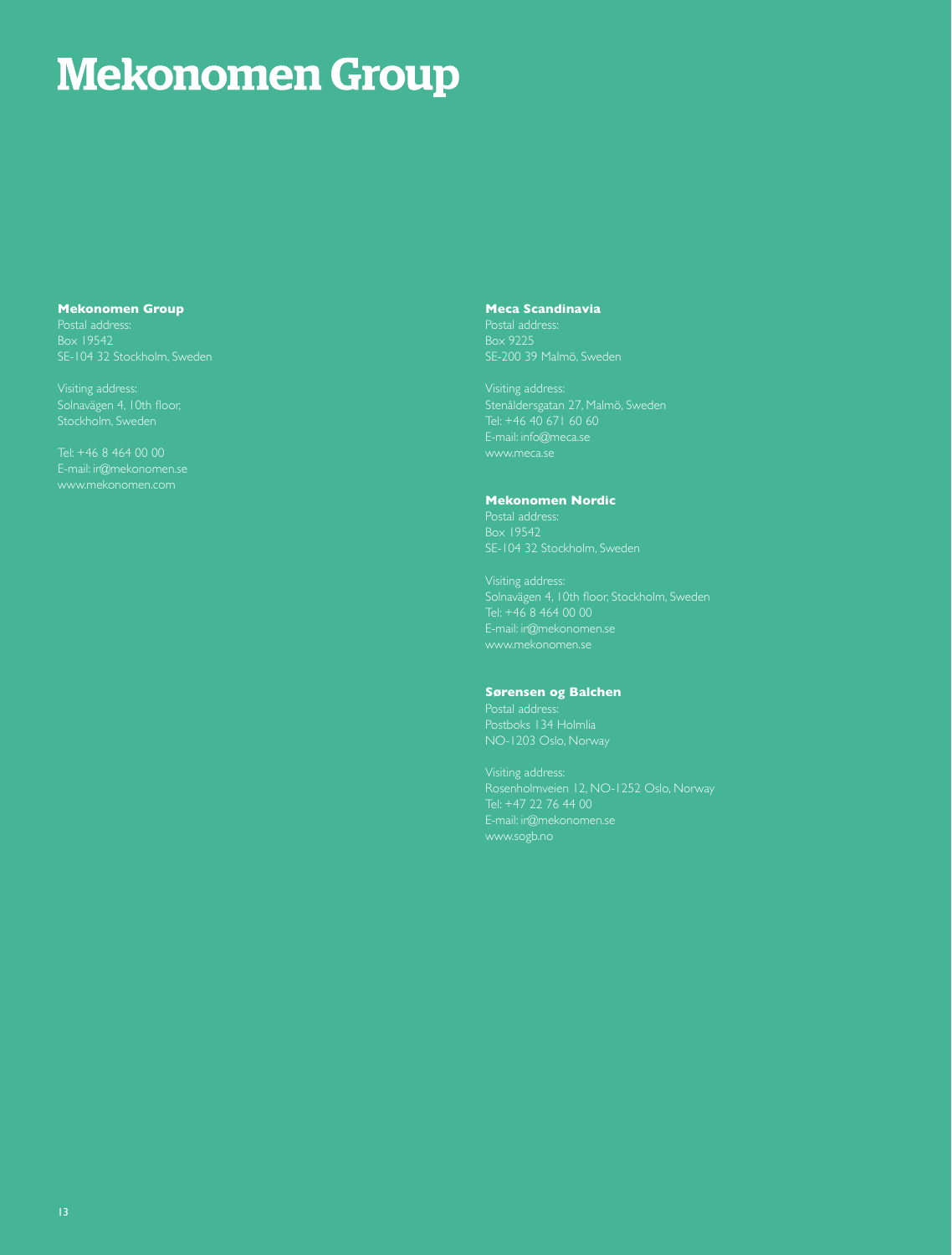# Mekonomen Group

**Mekonomen Group**
Postal address:
Box 19542
SE-104 32 Stockholm, Sweden

Visiting address:
Solnavägen 4, 10th floor,
Stockholm, Sweden

Tel: +46 8 464 00 00
E-mail: ir@mekonomen.se
www.mekonomen.com

**Meca Scandinavia**
Postal address:
Box 9225
SE-200 39 Malmö, Sweden

Visiting address:
Stenåldersgatan 27, Malmö, Sweden
Tel: +46 40 671 60 60
E-mail: info@meca.se
www.meca.se

**Mekonomen Nordic**
Postal address:
Box 19542
SE-104 32 Stockholm, Sweden

Visiting address:
Solnavägen 4, 10th floor, Stockholm, Sweden
Tel: +46 8 464 00 00
E-mail: ir@mekonomen.se
www.mekonomen.se

**Sørensen og Balchen**
Postal address:
Postboks 134 Holmlia
NO-1203 Oslo, Norway

Visiting address:
Rosenholmveien 12, NO-1252 Oslo, Norway
Tel: +47 22 76 44 00
E-mail: ir@mekonomen.se
www.sogb.no